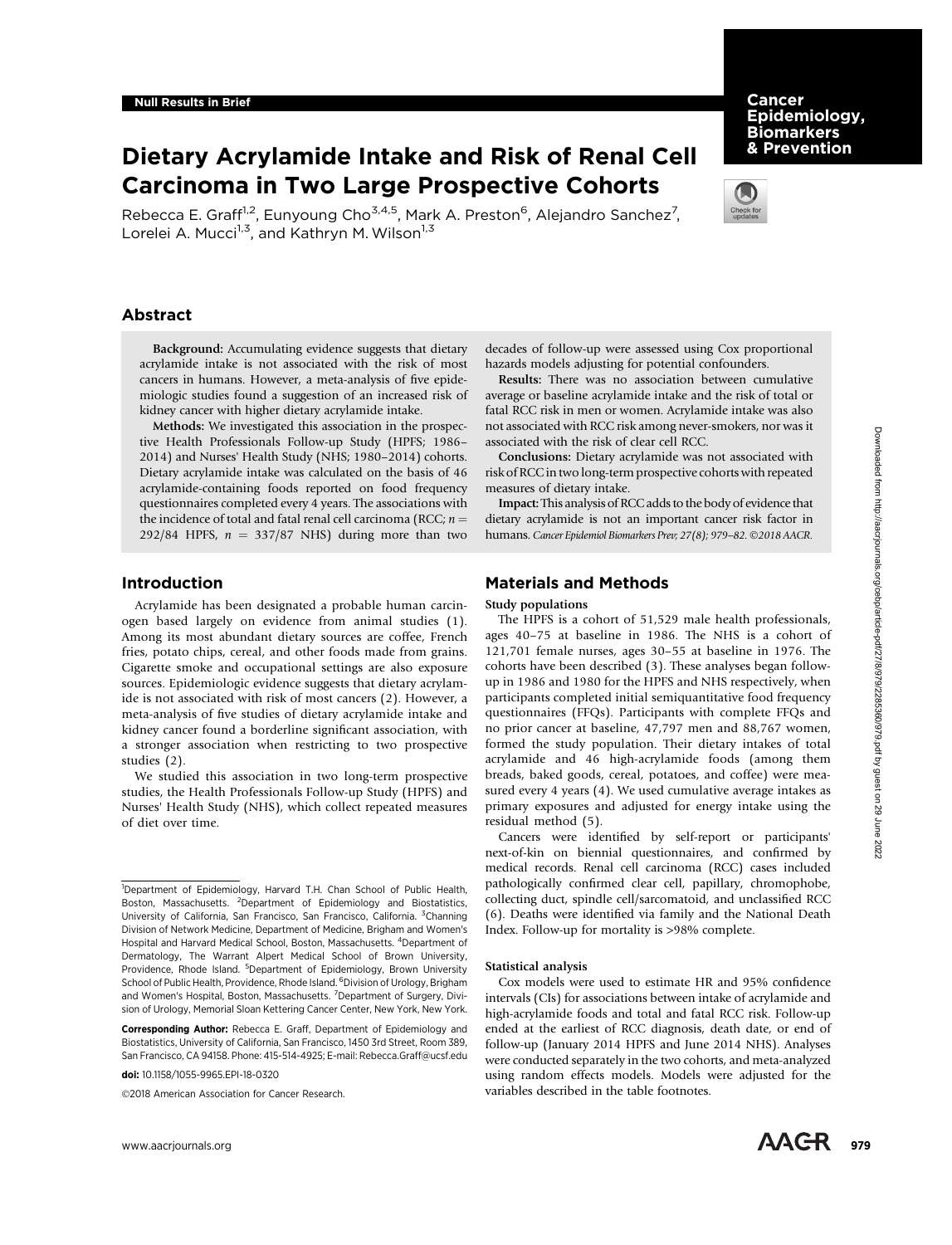Null Results in Brief

# Dietary Acrylamide Intake and Risk of Renal Cell Carcinoma in Two Large Prospective Cohorts

Rebecca E. Graff[1,2], Eunyoung Cho[3,4,5], Mark A. Preston[6], Alejandro Sanchez[7], Lorelei A. Mucci[1,3], and Kathryn M. Wilson[1,3]

## Abstract

**Background:** Accumulating evidence suggests that dietary acrylamide intake is not associated with the risk of most cancers in humans. However, a meta-analysis of five epidemiologic studies found a suggestion of an increased risk of kidney cancer with higher dietary acrylamide intake.

**Methods:** We investigated this association in the prospective Health Professionals Follow-up Study (HPFS; 1986–2014) and Nurses' Health Study (NHS; 1980–2014) cohorts. Dietary acrylamide intake was calculated on the basis of 46 acrylamide-containing foods reported on food frequency questionnaires completed every 4 years. The associations with the incidence of total and fatal renal cell carcinoma (RCC; $n$ = 292/84 HPFS, $n$ = 337/87 NHS) during more than two decades of follow-up were assessed using Cox proportional hazards models adjusting for potential confounders.

**Results:** There was no association between cumulative average or baseline acrylamide intake and the risk of total or fatal RCC risk in men or women. Acrylamide intake was also not associated with RCC risk among never-smokers, nor was it associated with the risk of clear cell RCC.

**Conclusions:** Dietary acrylamide was not associated with risk of RCC in two long-term prospective cohorts with repeated measures of dietary intake.

**Impact:** This analysis of RCC adds to the body of evidence that dietary acrylamide is not an important cancer risk factor in humans. *Cancer Epidemiol Biomarkers Prev; 27(8); 979–82. ©2018 AACR.*

## Introduction

Acrylamide has been designated a probable human carcinogen based largely on evidence from animal studies (1). Among its most abundant dietary sources are coffee, French fries, potato chips, cereal, and other foods made from grains. Cigarette smoke and occupational settings are also exposure sources. Epidemiologic evidence suggests that dietary acrylamide is not associated with risk of most cancers (2). However, a meta-analysis of five studies of dietary acrylamide intake and kidney cancer found a borderline significant association, with a stronger association when restricting to two prospective studies (2).

We studied this association in two long-term prospective studies, the Health Professionals Follow-up Study (HPFS) and Nurses' Health Study (NHS), which collect repeated measures of diet over time.

## Materials and Methods

### Study populations

The HPFS is a cohort of 51,529 male health professionals, ages 40–75 at baseline in 1986. The NHS is a cohort of 121,701 female nurses, ages 30–55 at baseline in 1976. The cohorts have been described (3). These analyses began follow-up in 1986 and 1980 for the HPFS and NHS respectively, when participants completed initial semiquantitative food frequency questionnaires (FFQs). Participants with complete FFQs and no prior cancer at baseline, 47,797 men and 88,767 women, formed the study population. Their dietary intakes of total acrylamide and 46 high-acrylamide foods (among them breads, baked goods, cereal, potatoes, and coffee) were measured every 4 years (4). We used cumulative average intakes as primary exposures and adjusted for energy intake using the residual method (5).

Cancers were identified by self-report or participants' next-of-kin on biennial questionnaires, and confirmed by medical records. Renal cell carcinoma (RCC) cases included pathologically confirmed clear cell, papillary, chromophobe, collecting duct, spindle cell/sarcomatoid, and unclassified RCC (6). Deaths were identified via family and the National Death Index. Follow-up for mortality is >98% complete.

### Statistical analysis

Cox models were used to estimate HR and 95% confidence intervals (CIs) for associations between intake of acrylamide and high-acrylamide foods and total and fatal RCC risk. Follow-up ended at the earliest of RCC diagnosis, death date, or end of follow-up (January 2014 HPFS and June 2014 NHS). Analyses were conducted separately in the two cohorts, and meta-analyzed using random effects models. Models were adjusted for the variables described in the table footnotes.

[1]Department of Epidemiology, Harvard T.H. Chan School of Public Health, Boston, Massachusetts. [2]Department of Epidemiology and Biostatistics, University of California, San Francisco, San Francisco, California. [3]Channing Division of Network Medicine, Department of Medicine, Brigham and Women's Hospital and Harvard Medical School, Boston, Massachusetts. [4]Department of Dermatology, The Warrant Alpert Medical School of Brown University, Providence, Rhode Island. [5]Department of Epidemiology, Brown University School of Public Health, Providence, Rhode Island. [6]Division of Urology, Brigham and Women's Hospital, Boston, Massachusetts. [7]Department of Surgery, Division of Urology, Memorial Sloan Kettering Cancer Center, New York, New York.

**Corresponding Author:** Rebecca E. Graff, Department of Epidemiology and Biostatistics, University of California, San Francisco, 1450 3rd Street, Room 389, San Francisco, CA 94158. Phone: 415-514-4925; E-mail: Rebecca.Graff@ucsf.edu

doi: 10.1158/1055-9965.EPI-18-0320

©2018 American Association for Cancer Research.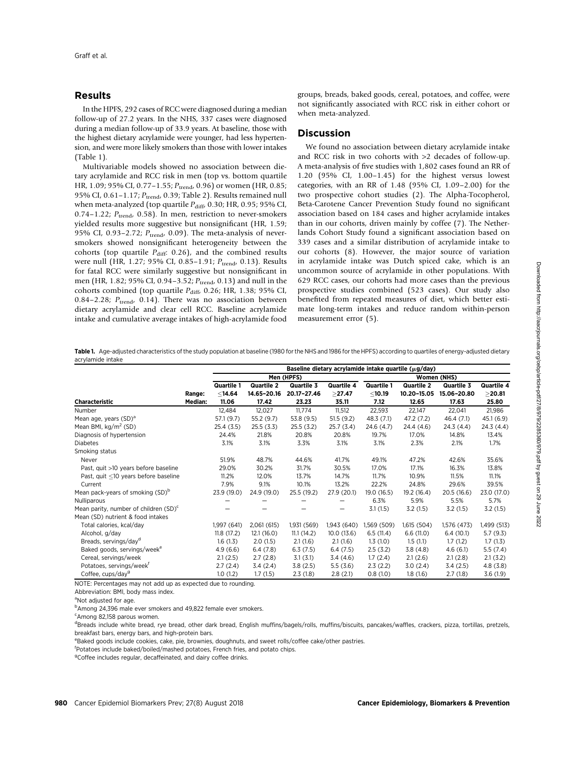## Results

In the HPFS, 292 cases of RCC were diagnosed during a median follow-up of 27.2 years. In the NHS, 337 cases were diagnosed during a median follow-up of 33.9 years. At baseline, those with the highest dietary acrylamide were younger, had less hypertension, and were more likely smokers than those with lower intakes (Table 1).

Multivariable models showed no association between dietary acrylamide and RCC risk in men (top vs. bottom quartile HR, 1.09; 95% CI, 0.77–1.55; $P_{\text{trend}}$, 0.96) or women (HR, 0.85; 95% CI, 0.61–1.17; $P_{\text{trend}}$, 0.39; Table 2). Results remained null when meta-analyzed (top quartile $P_{\text{diff}}$, 0.30; HR, 0.95; 95% CI, 0.74–1.22; $P_{\text{trend}}$, 0.58). In men, restriction to never-smokers yielded results more suggestive but nonsignificant (HR, 1.59; 95% CI, 0.93–2.72; $P_{\text{trend}}$, 0.09). The meta-analysis of never-smokers showed nonsignificant heterogeneity between the cohorts (top quartile $P_{\text{diff}}$: 0.26), and the combined results were null (HR, 1.27; 95% CI, 0.85–1.91; $P_{\text{trend}}$, 0.13). Results for fatal RCC were similarly suggestive but nonsignificant in men (HR, 1.82; 95% CI, 0.94–3.52; $P_{\text{trend}}$, 0.13) and null in the cohorts combined (top quartile $P_{\text{diff}}$, 0.26; HR, 1.38; 95% CI, 0.84–2.28; $P_{\text{trend}}$, 0.14). There was no association between dietary acrylamide and clear cell RCC. Baseline acrylamide intake and cumulative average intakes of high-acrylamide food groups, breads, baked goods, cereal, potatoes, and coffee, were not significantly associated with RCC risk in either cohort or when meta-analyzed.

## Discussion

We found no association between dietary acrylamide intake and RCC risk in two cohorts with >2 decades of follow-up. A meta-analysis of five studies with 1,802 cases found an RR of 1.20 (95% CI, 1.00–1.45) for the highest versus lowest categories, with an RR of 1.48 (95% CI, 1.09–2.00) for the two prospective cohort studies (2). The Alpha-Tocopherol, Beta-Carotene Cancer Prevention Study found no significant association based on 184 cases and higher acrylamide intakes than in our cohorts, driven mainly by coffee (7). The Netherlands Cohort Study found a significant association based on 339 cases and a similar distribution of acrylamide intake to our cohorts (8). However, the major source of variation in acrylamide intake was Dutch spiced cake, which is an uncommon source of acrylamide in other populations. With 629 RCC cases, our cohorts had more cases than the previous prospective studies combined (523 cases). Our study also benefited from repeated measures of diet, which better estimate long-term intakes and reduce random within-person measurement error (5).

**Table 1.** Age-adjusted characteristics of the study population at baseline (1980 for the NHS and 1986 for the HPFS) according to quartiles of energy-adjusted dietary acrylamide intake

| | | Baseline dietary acrylamide intake quartile (μg/day) | | | | | | | |
|---|---|---|---|---|---|---|---|---|---|
| | | Men (HPFS) | | | | Women (NHS) | | | |
| | | Quartile 1 | Quartile 2 | Quartile 3 | Quartile 4 | Quartile 1 | Quartile 2 | Quartile 3 | Quartile 4 |
| | Range: | ≤14.64 | 14.65–20.16 | 20.17–27.46 | ≥27.47 | ≤10.19 | 10.20–15.05 | 15.06–20.80 | ≥20.81 |
| **Characteristic** | Median: | 11.06 | 17.42 | 23.23 | 35.11 | 7.12 | 12.65 | 17.63 | 25.80 |
| Number | | 12,484 | 12,027 | 11,774 | 11,512 | 22,593 | 22,147 | 22,041 | 21,986 |
| Mean age, years (SD)[a] | | 57.1 (9.7) | 55.2 (9.7) | 53.8 (9.5) | 51.5 (9.2) | 48.3 (7.1) | 47.2 (7.2) | 46.4 (7.1) | 45.1 (6.9) |
| Mean BMI, kg/m$^2$ (SD) | | 25.4 (3.5) | 25.5 (3.3) | 25.5 (3.2) | 25.7 (3.4) | 24.6 (4.7) | 24.4 (4.6) | 24.3 (4.4) | 24.3 (4.4) |
| Diagnosis of hypertension | | 24.4% | 21.8% | 20.8% | 20.8% | 19.7% | 17.0% | 14.8% | 13.4% |
| Diabetes | | 3.1% | 3.1% | 3.3% | 3.1% | 3.1% | 2.3% | 2.1% | 1.7% |
| Smoking status | | | | | | | | | |
| Never | | 51.9% | 48.7% | 44.6% | 41.7% | 49.1% | 47.2% | 42.6% | 35.6% |
| Past, quit >10 years before baseline | | 29.0% | 30.2% | 31.7% | 30.5% | 17.0% | 17.1% | 16.3% | 13.8% |
| Past, quit ≤10 years before baseline | | 11.2% | 12.0% | 13.7% | 14.7% | 11.7% | 10.9% | 11.5% | 11.1% |
| Current | | 7.9% | 9.1% | 10.1% | 13.2% | 22.2% | 24.8% | 29.6% | 39.5% |
| Mean pack-years of smoking (SD)[b] | | 23.9 (19.0) | 24.9 (19.0) | 25.5 (19.2) | 27.9 (20.1) | 19.0 (16.5) | 19.2 (16.4) | 20.5 (16.6) | 23.0 (17.0) |
| Nulliparous | | — | — | — | — | 6.3% | 5.9% | 5.5% | 5.7% |
| Mean parity, number of children (SD)[c] | | — | — | — | — | 3.1 (1.5) | 3.2 (1.5) | 3.2 (1.5) | 3.2 (1.5) |
| Mean (SD) nutrient & food intakes | | | | | | | | | |
| Total calories, kcal/day | | 1,997 (641) | 2,061 (615) | 1,931 (569) | 1,943 (640) | 1,569 (509) | 1,615 (504) | 1,576 (473) | 1,499 (513) |
| Alcohol, g/day | | 11.8 (17.2) | 12.1 (16.0) | 11.1 (14.2) | 10.0 (13.6) | 6.5 (11.4) | 6.6 (11.0) | 6.4 (10.1) | 5.7 (9.3) |
| Breads, servings/day[d] | | 1.6 (1.3) | 2.0 (1.5) | 2.1 (1.6) | 2.1 (1.6) | 1.3 (1.0) | 1.5 (1.1) | 1.7 (1.2) | 1.7 (1.3) |
| Baked goods, servings/week[e] | | 4.9 (6.6) | 6.4 (7.8) | 6.3 (7.5) | 6.4 (7.5) | 2.5 (3.2) | 3.8 (4.8) | 4.6 (6.1) | 5.5 (7.4) |
| Cereal, servings/week | | 2.1 (2.5) | 2.7 (2.8) | 3.1 (3.1) | 3.4 (4.6) | 1.7 (2.4) | 2.1 (2.6) | 2.1 (2.8) | 2.1 (3.2) |
| Potatoes, servings/week[f] | | 2.7 (2.4) | 3.4 (2.4) | 3.8 (2.5) | 5.5 (3.6) | 2.3 (2.2) | 3.0 (2.4) | 3.4 (2.5) | 4.8 (3.8) |
| Coffee, cups/day[g] | | 1.0 (1.2) | 1.7 (1.5) | 2.3 (1.8) | 2.8 (2.1) | 0.8 (1.0) | 1.8 (1.6) | 2.7 (1.8) | 3.6 (1.9) |

NOTE: Percentages may not add up as expected due to rounding.

Abbreviation: BMI, body mass index.

[a]Not adjusted for age.

[b]Among 24,396 male ever smokers and 49,822 female ever smokers.

[c]Among 82,158 parous women.

[d]Breads include white bread, rye bread, other dark bread, English muffins/bagels/rolls, muffins/biscuits, pancakes/waffles, crackers, pizza, tortillas, pretzels, breakfast bars, energy bars, and high-protein bars.

[e]Baked goods include cookies, cake, pie, brownies, doughnuts, and sweet rolls/coffee cake/other pastries.

[f]Potatoes include baked/boiled/mashed potatoes, French fries, and potato chips.

[g]Coffee includes regular, decaffeinated, and dairy coffee drinks.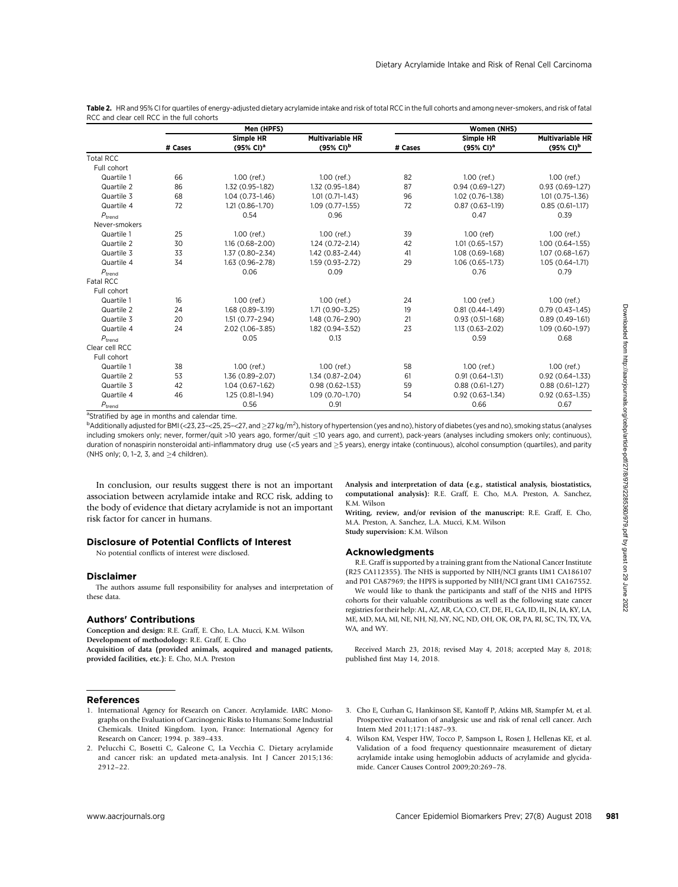**Table 2.** HR and 95% CI for quartiles of energy-adjusted dietary acrylamide intake and risk of total RCC in the full cohorts and among never-smokers, and risk of fatal RCC and clear cell RCC in the full cohorts

| | Men (HPFS) | | | Women (NHS) | | |
|---|---|---|---|---|---|---|
| | # Cases | Simple HR (95% CI)[a] | Multivariable HR (95% CI)[b] | # Cases | Simple HR (95% CI)[a] | Multivariable HR (95% CI)[b] |
| Total RCC | | | | | | |
| Full cohort | | | | | | |
| Quartile 1 | 66 | 1.00 (ref.) | 1.00 (ref.) | 82 | 1.00 (ref.) | 1.00 (ref.) |
| Quartile 2 | 86 | 1.32 (0.95–1.82) | 1.32 (0.95–1.84) | 87 | 0.94 (0.69–1.27) | 0.93 (0.69–1.27) |
| Quartile 3 | 68 | 1.04 (0.73–1.46) | 1.01 (0.71–1.43) | 96 | 1.02 (0.76–1.38) | 1.01 (0.75–1.36) |
| Quartile 4 | 72 | 1.21 (0.86–1.70) | 1.09 (0.77–1.55) | 72 | 0.87 (0.63–1.19) | 0.85 (0.61–1.17) |
| $P_{trend}$ | | 0.54 | 0.96 | | 0.47 | 0.39 |
| Never-smokers | | | | | | |
| Quartile 1 | 25 | 1.00 (ref.) | 1.00 (ref.) | 39 | 1.00 (ref) | 1.00 (ref.) |
| Quartile 2 | 30 | 1.16 (0.68–2.00) | 1.24 (0.72–2.14) | 42 | 1.01 (0.65–1.57) | 1.00 (0.64–1.55) |
| Quartile 3 | 33 | 1.37 (0.80–2.34) | 1.42 (0.83–2.44) | 41 | 1.08 (0.69–1.68) | 1.07 (0.68–1.67) |
| Quartile 4 | 34 | 1.63 (0.96–2.78) | 1.59 (0.93–2.72) | 29 | 1.06 (0.65–1.73) | 1.05 (0.64–1.71) |
| $P_{trend}$ | | 0.06 | 0.09 | | 0.76 | 0.79 |
| Fatal RCC | | | | | | |
| Full cohort | | | | | | |
| Quartile 1 | 16 | 1.00 (ref.) | 1.00 (ref.) | 24 | 1.00 (ref.) | 1.00 (ref.) |
| Quartile 2 | 24 | 1.68 (0.89–3.19) | 1.71 (0.90–3.25) | 19 | 0.81 (0.44–1.49) | 0.79 (0.43–1.45) |
| Quartile 3 | 20 | 1.51 (0.77–2.94) | 1.48 (0.76–2.90) | 21 | 0.93 (0.51–1.68) | 0.89 (0.49–1.61) |
| Quartile 4 | 24 | 2.02 (1.06–3.85) | 1.82 (0.94–3.52) | 23 | 1.13 (0.63–2.02) | 1.09 (0.60–1.97) |
| $P_{trend}$ | | 0.05 | 0.13 | | 0.59 | 0.68 |
| Clear cell RCC | | | | | | |
| Full cohort | | | | | | |
| Quartile 1 | 38 | 1.00 (ref.) | 1.00 (ref.) | 58 | 1.00 (ref.) | 1.00 (ref.) |
| Quartile 2 | 53 | 1.36 (0.89–2.07) | 1.34 (0.87–2.04) | 61 | 0.91 (0.64–1.31) | 0.92 (0.64–1.33) |
| Quartile 3 | 42 | 1.04 (0.67–1.62) | 0.98 (0.62–1.53) | 59 | 0.88 (0.61–1.27) | 0.88 (0.61–1.27) |
| Quartile 4 | 46 | 1.25 (0.81–1.94) | 1.09 (0.70–1.70) | 54 | 0.92 (0.63–1.34) | 0.92 (0.63–1.35) |
| $P_{trend}$ | | 0.56 | 0.91 | | 0.66 | 0.67 |

[a]Stratified by age in months and calendar time.

[b]Additionally adjusted for BMI (<23, 23–<25, 25–<27, and ≥27 kg/m$^2$), history of hypertension (yes and no), history of diabetes (yes and no), smoking status (analyses including smokers only; never, former/quit >10 years ago, former/quit ≤10 years ago, and current), pack-years (analyses including smokers only; continuous), duration of nonaspirin nonsteroidal anti-inflammatory drug use (<5 years and ≥5 years), energy intake (continuous), alcohol consumption (quartiles), and parity (NHS only; 0, 1–2, 3, and ≥4 children).

In conclusion, our results suggest there is not an important association between acrylamide intake and RCC risk, adding to the body of evidence that dietary acrylamide is not an important risk factor for cancer in humans.

## Disclosure of Potential Conflicts of Interest

No potential conflicts of interest were disclosed.

## Disclaimer

The authors assume full responsibility for analyses and interpretation of these data.

## Authors' Contributions

**Conception and design:** R.E. Graff, E. Cho, L.A. Mucci, K.M. Wilson
**Development of methodology:** R.E. Graff, E. Cho
**Acquisition of data (provided animals, acquired and managed patients, provided facilities, etc.):** E. Cho, M.A. Preston
**Analysis and interpretation of data (e.g., statistical analysis, biostatistics, computational analysis):** R.E. Graff, E. Cho, M.A. Preston, A. Sanchez, K.M. Wilson
**Writing, review, and/or revision of the manuscript:** R.E. Graff, E. Cho, M.A. Preston, A. Sanchez, L.A. Mucci, K.M. Wilson
**Study supervision:** K.M. Wilson

## Acknowledgments

R.E. Graff is supported by a training grant from the National Cancer Institute (R25 CA112355). The NHS is supported by NIH/NCI grants UM1 CA186107 and P01 CA87969; the HPFS is supported by NIH/NCI grant UM1 CA167552.

We would like to thank the participants and staff of the NHS and HPFS cohorts for their valuable contributions as well as the following state cancer registries for their help: AL, AZ, AR, CA, CO, CT, DE, FL, GA, ID, IL, IN, IA, KY, LA, ME, MD, MA, MI, NE, NH, NJ, NY, NC, ND, OH, OK, OR, PA, RI, SC, TN, TX, VA, WA, and WY.

Received March 23, 2018; revised May 4, 2018; accepted May 8, 2018; published first May 14, 2018.

## References

1. International Agency for Research on Cancer. Acrylamide. IARC Monographs on the Evaluation of Carcinogenic Risks to Humans: Some Industrial Chemicals. United Kingdom. Lyon, France: International Agency for Research on Cancer; 1994. p. 389–433.
2. Pelucchi C, Bosetti C, Galeone C, La Vecchia C. Dietary acrylamide and cancer risk: an updated meta-analysis. Int J Cancer 2015;136: 2912–22.
3. Cho E, Curhan G, Hankinson SE, Kantoff P, Atkins MB, Stampfer M, et al. Prospective evaluation of analgesic use and risk of renal cell cancer. Arch Intern Med 2011;171:1487–93.
4. Wilson KM, Vesper HW, Tocco P, Sampson L, Rosen J, Hellenas KE, et al. Validation of a food frequency questionnaire measurement of dietary acrylamide intake using hemoglobin adducts of acrylamide and glycidamide. Cancer Causes Control 2009;20:269–78.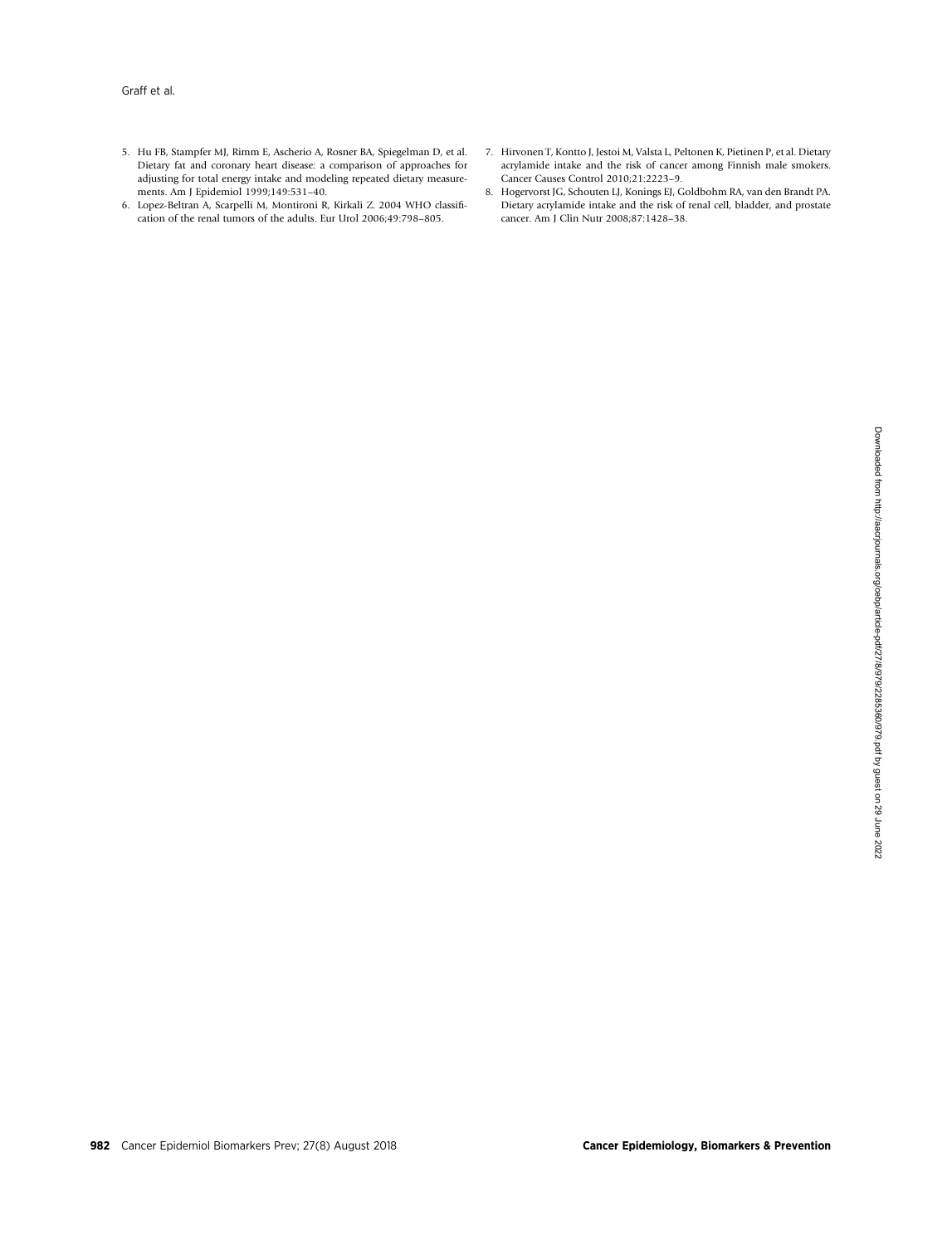5. Hu FB, Stampfer MJ, Rimm E, Ascherio A, Rosner BA, Spiegelman D, et al. Dietary fat and coronary heart disease: a comparison of approaches for adjusting for total energy intake and modeling repeated dietary measurements. Am J Epidemiol 1999;149:531–40.
6. Lopez-Beltran A, Scarpelli M, Montironi R, Kirkali Z. 2004 WHO classification of the renal tumors of the adults. Eur Urol 2006;49:798–805.
7. Hirvonen T, Kontto J, Jestoi M, Valsta L, Peltonen K, Pietinen P, et al. Dietary acrylamide intake and the risk of cancer among Finnish male smokers. Cancer Causes Control 2010;21:2223–9.
8. Hogervorst JG, Schouten LJ, Konings EJ, Goldbohm RA, van den Brandt PA. Dietary acrylamide intake and the risk of renal cell, bladder, and prostate cancer. Am J Clin Nutr 2008;87:1428–38.